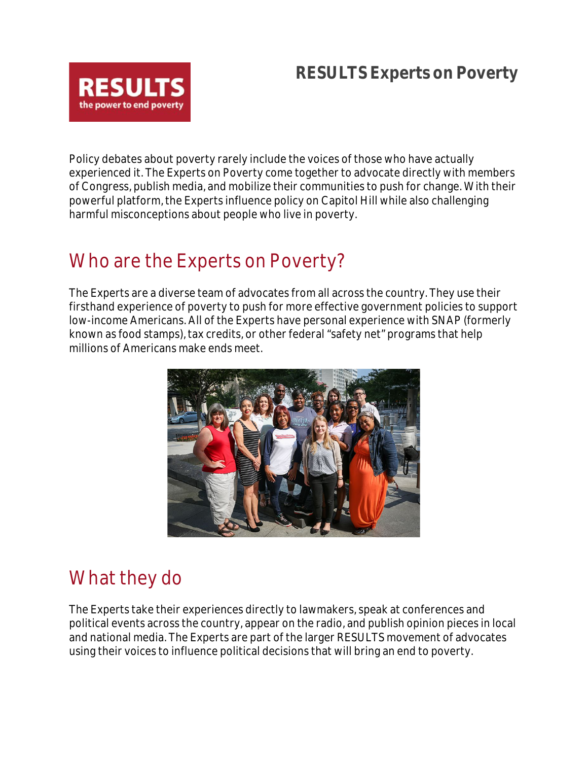# RESULTS Experts on Poverty

Policy debates about poverty rarely include the voices of those who have actually experienced it. The Experts on Poverty come together to advocate directly with members of Congress, publish media, and mobilize their communities to push for change. With their powerful platform, the Experts influence policy on Capitol Hill while also challenging harmful misconceptions about people who live in poverty.

## Who are the Experts on Poverty?

The Experts are a diverse team of advocates from all across the country. They use their firsthand experience of poverty to push for more effective government policies to support low-income Americans. All of the Experts have personal experience with SNAP (formerly known as food stamps), tax credits, or other federal "safety net" programs that help millions of Americans make ends meet.

## What they do

The Experts take their experiences directly to lawmakers, speak at conferences and political events across the country, appear on the radio, and publish opinion pieces in local and national media. The Experts are part of the larger RESULTS movement of advocates using their voices to influence political decisions that will bring an end to poverty.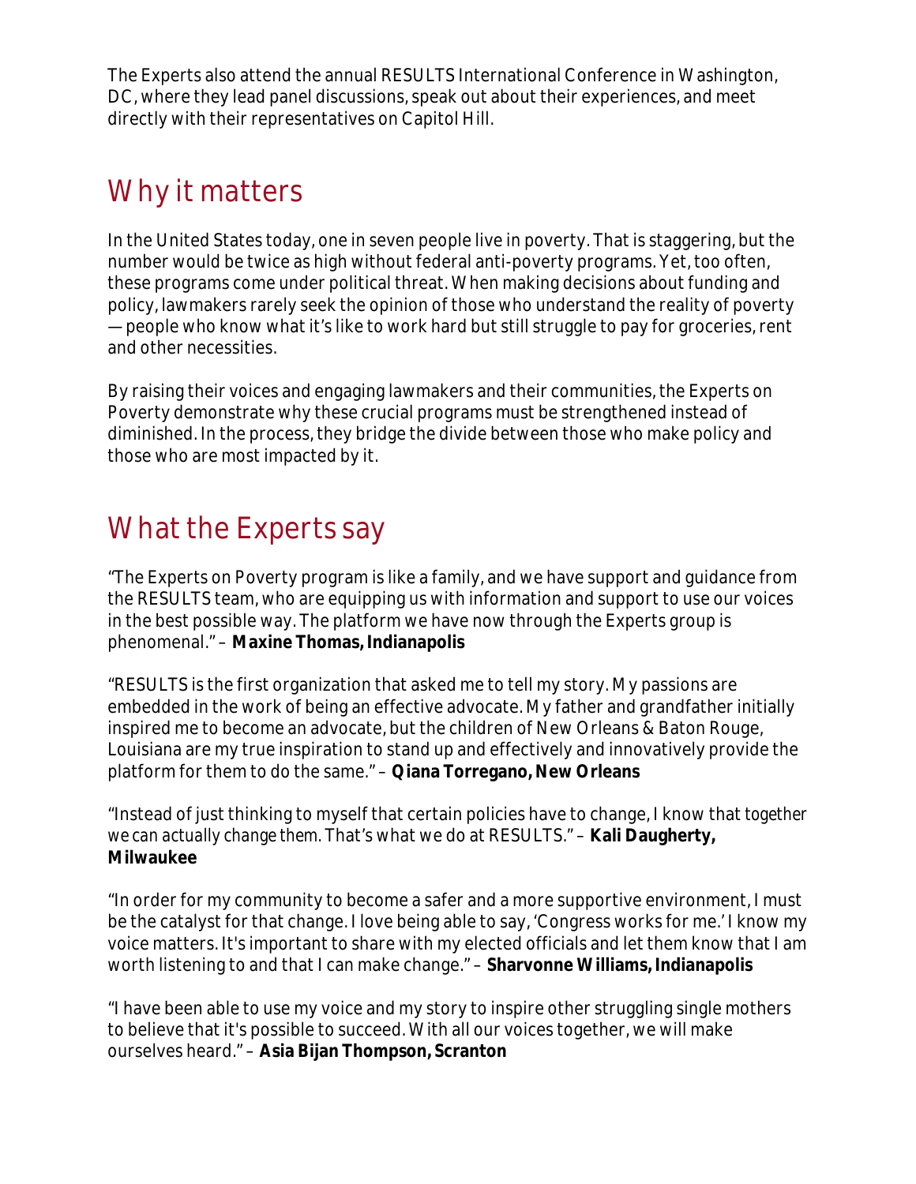The Experts also attend the annual RESULTS International Conference in Washington, DC, where they lead panel discussions, speak out about their experiences, and meet directly with their representatives on Capitol Hill.

## Why it matters

In the United States today, one in seven people live in poverty. That is staggering, but the number would be twice as high without federal anti-poverty programs. Yet, too often, these programs come under political threat. When making decisions about funding and policy, lawmakers rarely seek the opinion of those who understand the reality of poverty — people who know what it's like to work hard but still struggle to pay for groceries, rent and other necessities.

By raising their voices and engaging lawmakers and their communities, the Experts on Poverty demonstrate why these crucial programs must be strengthened instead of diminished. In the process, they bridge the divide between those who make policy and those who are most impacted by it.

## What the Experts say

"The Experts on Poverty program is like a family, and we have support and guidance from the RESULTS team, who are equipping us with information and support to use our voices in the best possible way. The platform we have now through the Experts group is phenomenal." – **Maxine Thomas, Indianapolis**

"RESULTS is the first organization that asked me to tell my story. My passions are embedded in the work of being an effective advocate. My father and grandfather initially inspired me to become an advocate, but the children of New Orleans & Baton Rouge, Louisiana are my true inspiration to stand up and effectively and innovatively provide the platform for them to do the same." – **Qiana Torregano, New Orleans**

"Instead of just thinking to myself that certain policies have to change, I know that together we can actually change them. That's what we do at RESULTS." – **Kali Daugherty, Milwaukee**

"In order for my community to become a safer and a more supportive environment, I must be the catalyst for that change. I love being able to say, 'Congress works for me.' I know my voice matters. It's important to share with my elected officials and let them know that I am worth listening to and that I can make change." – **Sharvonne Williams, Indianapolis**

"I have been able to use my voice and my story to inspire other struggling single mothers to believe that it's possible to succeed. With all our voices together, we will make ourselves heard." – **Asia Bijan Thompson, Scranton**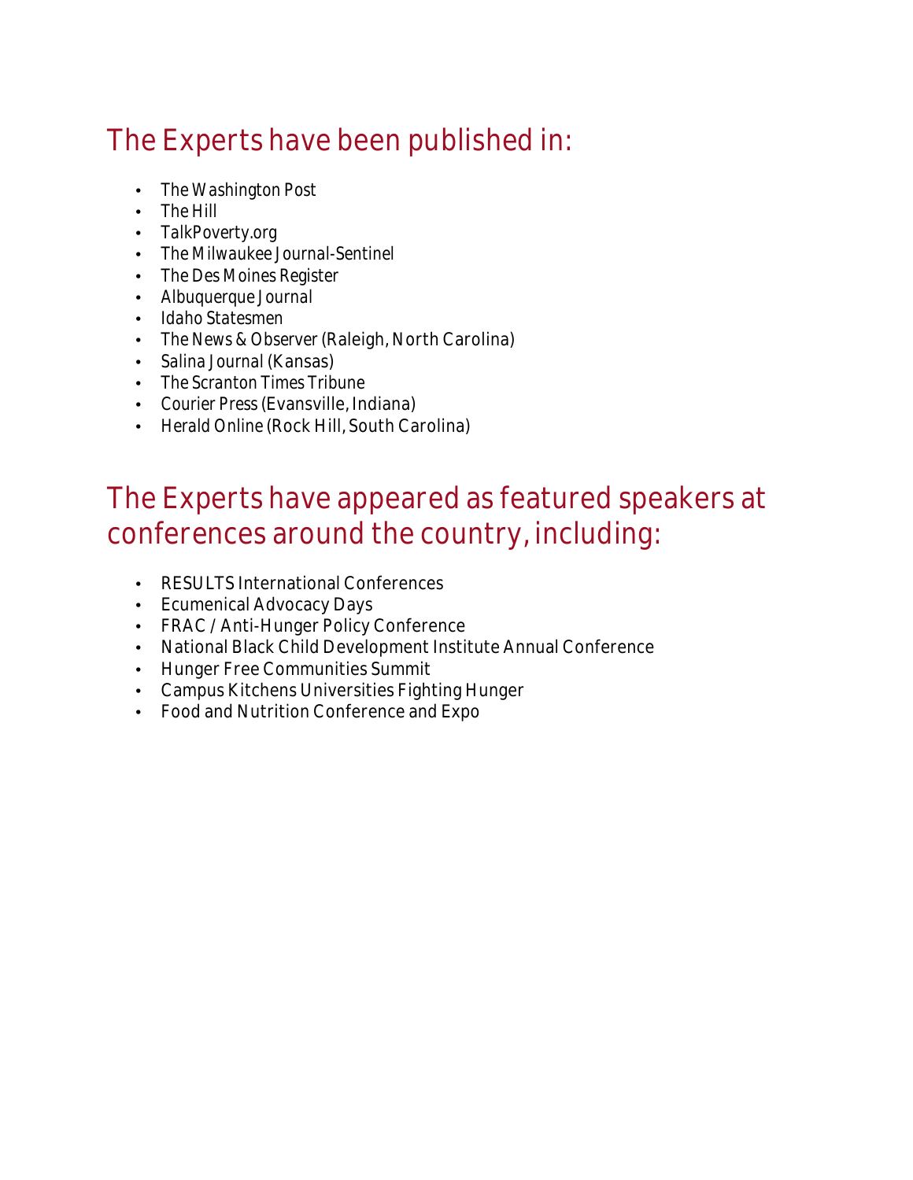## The Experts have been published in:

- The Washington Post
- The Hill
- TalkPoverty.org
- The Milwaukee Journal-Sentinel
- The Des Moines Register
- Albuquerque Journal
- Idaho Statesmen
- The News & Observer (Raleigh, North Carolina)
- Salina Journal (Kansas)
- The Scranton Times Tribune
- Courier Press (Evansville, Indiana)
- Herald Online (Rock Hill, South Carolina)

## The Experts have appeared as featured speakers at conferences around the country, including:

- RESULTS International Conferences
- Ecumenical Advocacy Days
- FRAC / Anti-Hunger Policy Conference
- National Black Child Development Institute Annual Conference
- Hunger Free Communities Summit
- Campus Kitchens Universities Fighting Hunger
- Food and Nutrition Conference and Expo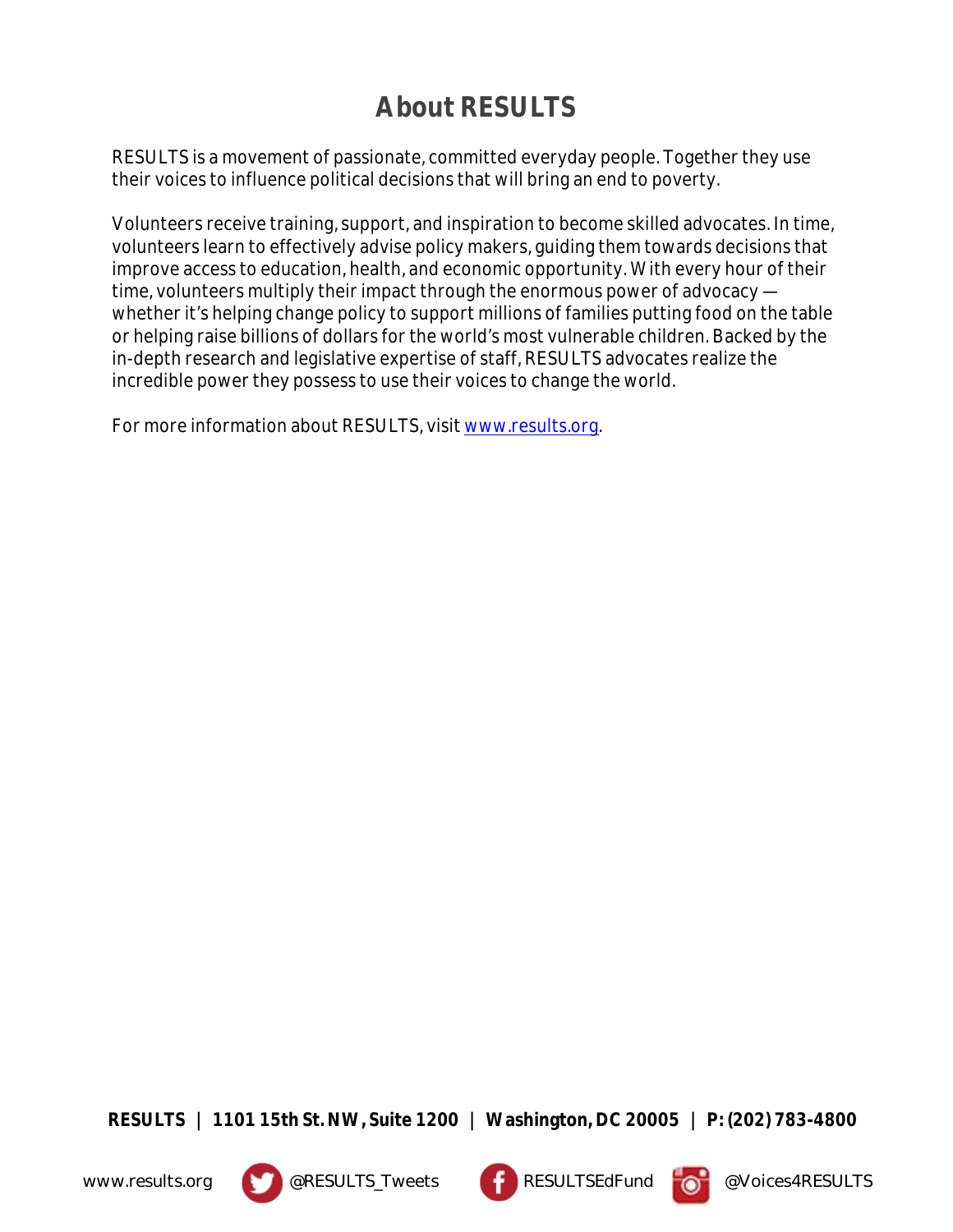# About RESULTS

RESULTS is a movement of passionate, committed everyday people. Together they use their voices to influence political decisions that will bring an end to poverty.

Volunteers receive training, support, and inspiration to become skilled advocates. In time, volunteers learn to effectively advise policy makers, guiding them towards decisions that improve access to education, health, and economic opportunity. With every hour of their time, volunteers multiply their impact through the enormous power of advocacy — whether it's helping change policy to support millions of families putting food on the table or helping raise billions of dollars for the world's most vulnerable children. Backed by the in-depth research and legislative expertise of staff, RESULTS advocates realize the incredible power they possess to use their voices to change the world.

For more information about RESULTS, visit [www.results.org](http://www.results.org).

**RESULTS | 1101 15th St. NW, Suite 1200 | Washington, DC 20005 | P: (202) 783-4800**

www.results.org @RESULTS_Tweets RESULTSEdFund @Voices4RESULTS